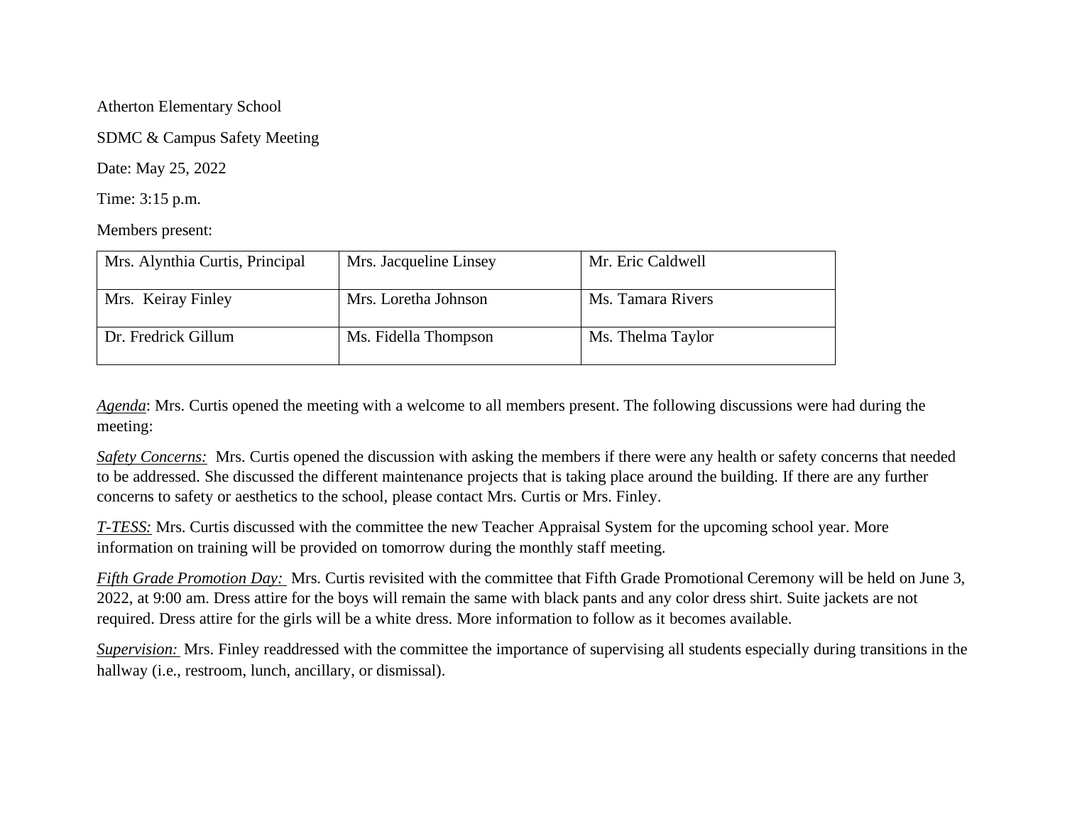Atherton Elementary School

SDMC & Campus Safety Meeting

Date: May 25, 2022

Time: 3:15 p.m.

Members present:

| Mrs. Alynthia Curtis, Principal | Mrs. Jacqueline Linsey | Mr. Eric Caldwell |
|---|---|---|
| Mrs.  Keiray Finley | Mrs. Loretha Johnson | Ms. Tamara Rivers |
| Dr. Fredrick Gillum | Ms. Fidella Thompson | Ms. Thelma Taylor |

*Agenda*: Mrs. Curtis opened the meeting with a welcome to all members present. The following discussions were had during the meeting:

*Safety Concerns:* Mrs. Curtis opened the discussion with asking the members if there were any health or safety concerns that needed to be addressed. She discussed the different maintenance projects that is taking place around the building. If there are any further concerns to safety or aesthetics to the school, please contact Mrs. Curtis or Mrs. Finley.

*T-TESS:* Mrs. Curtis discussed with the committee the new Teacher Appraisal System for the upcoming school year. More information on training will be provided on tomorrow during the monthly staff meeting.

*Fifth Grade Promotion Day:* Mrs. Curtis revisited with the committee that Fifth Grade Promotional Ceremony will be held on June 3, 2022, at 9:00 am. Dress attire for the boys will remain the same with black pants and any color dress shirt. Suite jackets are not required. Dress attire for the girls will be a white dress. More information to follow as it becomes available.

*Supervision:* Mrs. Finley readdressed with the committee the importance of supervising all students especially during transitions in the hallway (i.e., restroom, lunch, ancillary, or dismissal).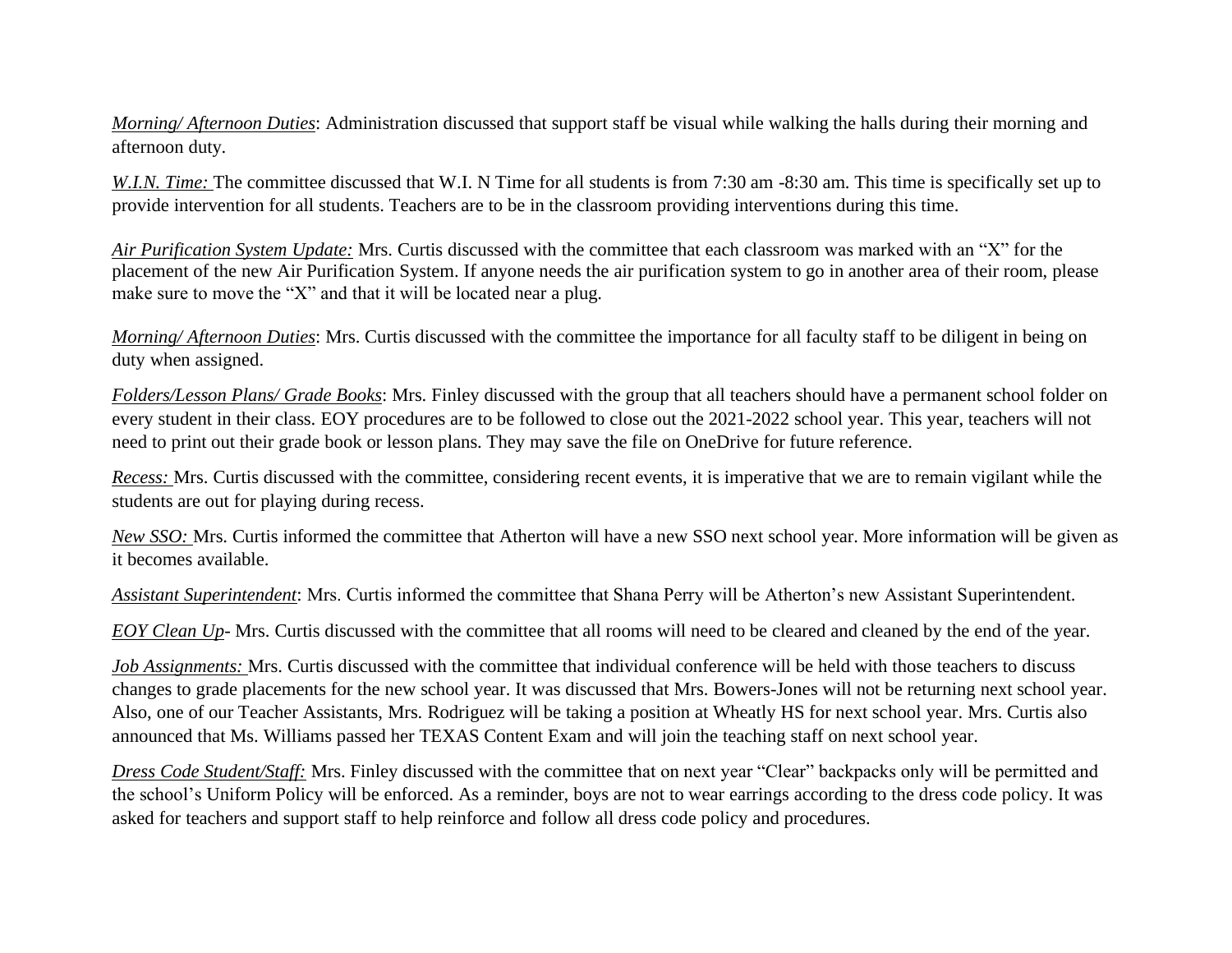*Morning/ Afternoon Duties*: Administration discussed that support staff be visual while walking the halls during their morning and afternoon duty.

*W.I.N. Time:* The committee discussed that W.I. N Time for all students is from 7:30 am -8:30 am. This time is specifically set up to provide intervention for all students. Teachers are to be in the classroom providing interventions during this time.

*Air Purification System Update:* Mrs. Curtis discussed with the committee that each classroom was marked with an "X" for the placement of the new Air Purification System. If anyone needs the air purification system to go in another area of their room, please make sure to move the "X" and that it will be located near a plug.

*Morning/ Afternoon Duties*: Mrs. Curtis discussed with the committee the importance for all faculty staff to be diligent in being on duty when assigned.

*Folders/Lesson Plans/ Grade Books*: Mrs. Finley discussed with the group that all teachers should have a permanent school folder on every student in their class. EOY procedures are to be followed to close out the 2021-2022 school year. This year, teachers will not need to print out their grade book or lesson plans. They may save the file on OneDrive for future reference.

*Recess:* Mrs. Curtis discussed with the committee, considering recent events, it is imperative that we are to remain vigilant while the students are out for playing during recess.

*New SSO:* Mrs. Curtis informed the committee that Atherton will have a new SSO next school year. More information will be given as it becomes available.

*Assistant Superintendent*: Mrs. Curtis informed the committee that Shana Perry will be Atherton's new Assistant Superintendent.

*EOY Clean Up*- Mrs. Curtis discussed with the committee that all rooms will need to be cleared and cleaned by the end of the year.

*Job Assignments:* Mrs. Curtis discussed with the committee that individual conference will be held with those teachers to discuss changes to grade placements for the new school year. It was discussed that Mrs. Bowers-Jones will not be returning next school year. Also, one of our Teacher Assistants, Mrs. Rodriguez will be taking a position at Wheatly HS for next school year. Mrs. Curtis also announced that Ms. Williams passed her TEXAS Content Exam and will join the teaching staff on next school year.

*Dress Code Student/Staff:* Mrs. Finley discussed with the committee that on next year "Clear" backpacks only will be permitted and the school's Uniform Policy will be enforced. As a reminder, boys are not to wear earrings according to the dress code policy. It was asked for teachers and support staff to help reinforce and follow all dress code policy and procedures.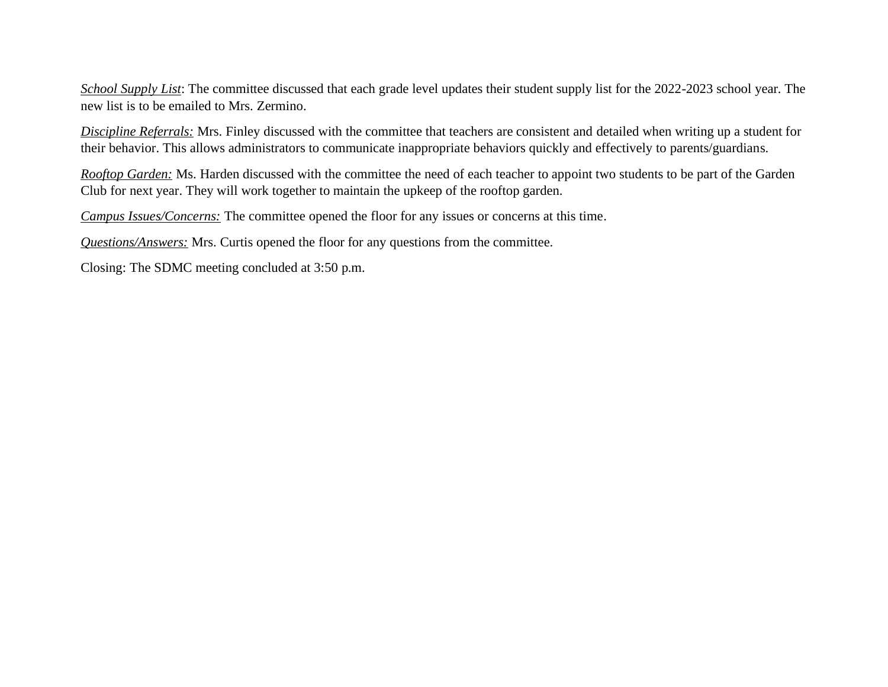*<u>School Supply List</u>*: The committee discussed that each grade level updates their student supply list for the 2022-2023 school year. The new list is to be emailed to Mrs. Zermino.

*<u>Discipline Referrals:</u>* Mrs. Finley discussed with the committee that teachers are consistent and detailed when writing up a student for their behavior. This allows administrators to communicate inappropriate behaviors quickly and effectively to parents/guardians.

*<u>Rooftop Garden:</u>* Ms. Harden discussed with the committee the need of each teacher to appoint two students to be part of the Garden Club for next year. They will work together to maintain the upkeep of the rooftop garden.

*<u>Campus Issues/Concerns:</u>* The committee opened the floor for any issues or concerns at this time.

*<u>Questions/Answers:</u>* Mrs. Curtis opened the floor for any questions from the committee.

Closing: The SDMC meeting concluded at 3:50 p.m.